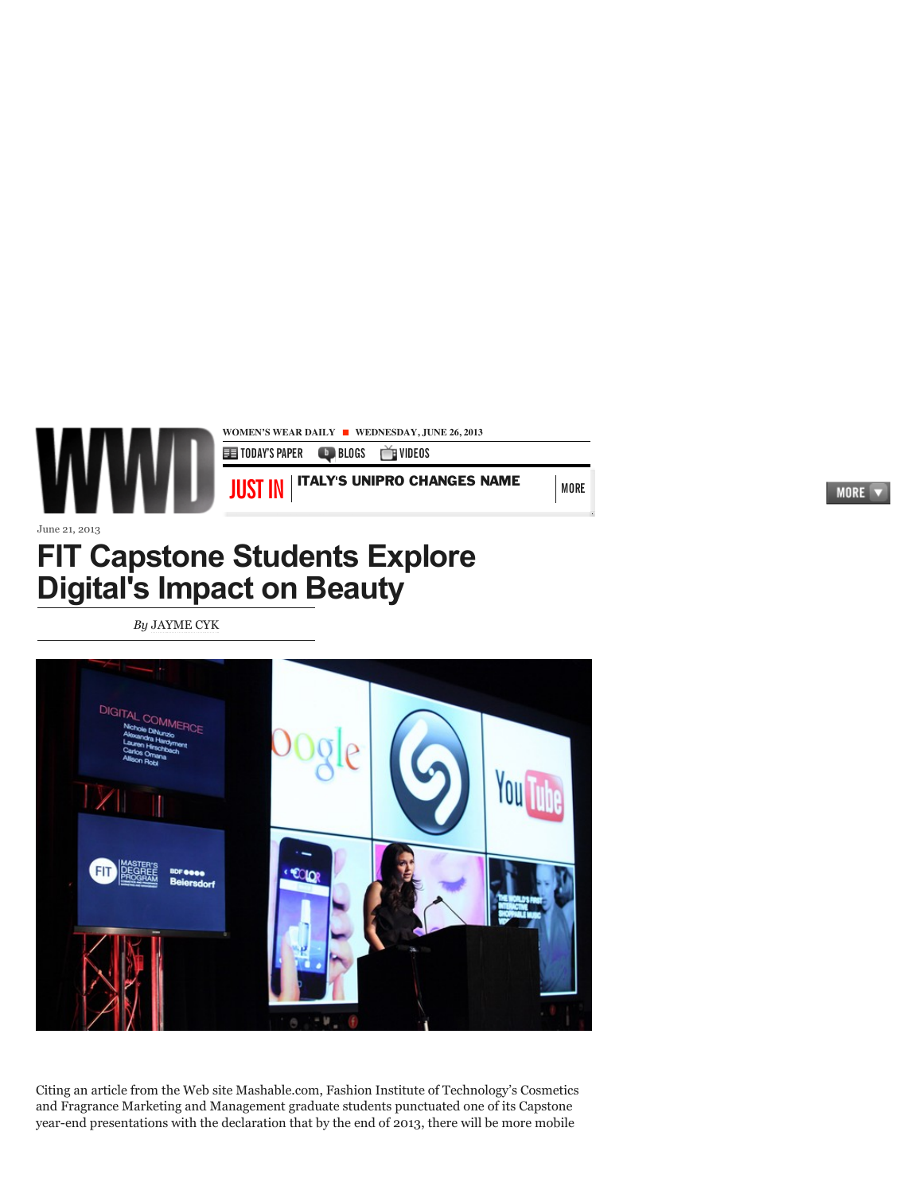WOMEN'S WEAR DAILY ■ WEDNESDAY, JUNE 26, 2013

TODAY'S PAPER BLOGS VIDEOS

JUST IN | ITALY'S UNIPRO CHANGES NAME | MORE

June 21, 2013

# FIT Capstone Students Explore Digital's Impact on Beauty

*By* JAYME CYK

Citing an article from the Web site Mashable.com, Fashion Institute of Technology's Cosmetics and Fragrance Marketing and Management graduate students punctuated one of its Capstone year-end presentations with the declaration that by the end of 2013, there will be more mobile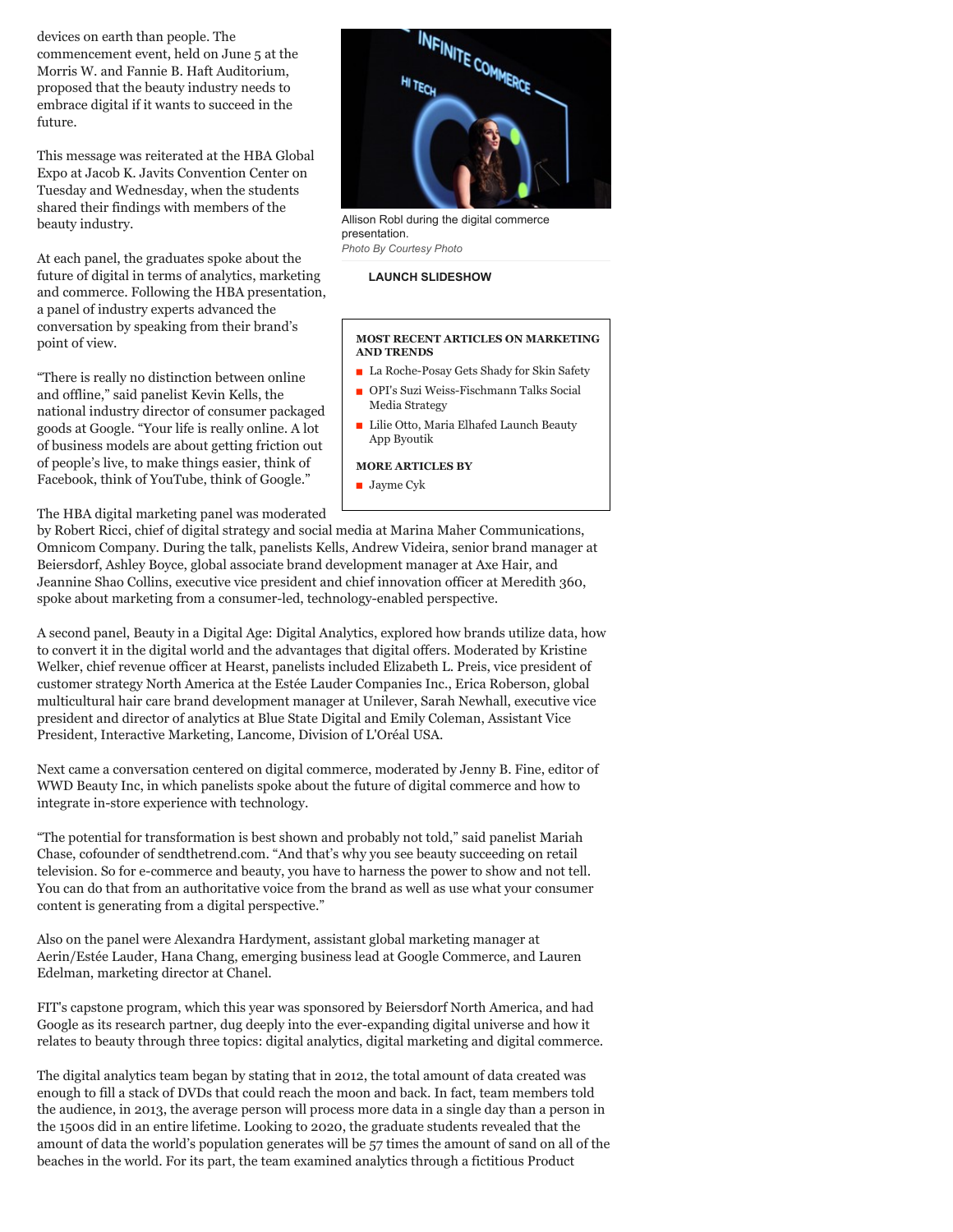devices on earth than people. The commencement event, held on June 5 at the Morris W. and Fannie B. Haft Auditorium, proposed that the beauty industry needs to embrace digital if it wants to succeed in the future.

This message was reiterated at the HBA Global Expo at Jacob K. Javits Convention Center on Tuesday and Wednesday, when the students shared their findings with members of the beauty industry.

Allison Robl during the digital commerce presentation.
*Photo By Courtesy Photo*

**LAUNCH SLIDESHOW**

**MOST RECENT ARTICLES ON MARKETING AND TRENDS**

- La Roche-Posay Gets Shady for Skin Safety
- OPI's Suzi Weiss-Fischmann Talks Social Media Strategy
- Lilie Otto, Maria Elhafed Launch Beauty App Byoutik

**MORE ARTICLES BY**

- Jayme Cyk

At each panel, the graduates spoke about the future of digital in terms of analytics, marketing and commerce. Following the HBA presentation, a panel of industry experts advanced the conversation by speaking from their brand's point of view.

"There is really no distinction between online and offline," said panelist Kevin Kells, the national industry director of consumer packaged goods at Google. "Your life is really online. A lot of business models are about getting friction out of people's live, to make things easier, think of Facebook, think of YouTube, think of Google."

The HBA digital marketing panel was moderated by Robert Ricci, chief of digital strategy and social media at Marina Maher Communications, Omnicom Company. During the talk, panelists Kells, Andrew Videira, senior brand manager at Beiersdorf, Ashley Boyce, global associate brand development manager at Axe Hair, and Jeannine Shao Collins, executive vice president and chief innovation officer at Meredith 360, spoke about marketing from a consumer-led, technology-enabled perspective.

A second panel, Beauty in a Digital Age: Digital Analytics, explored how brands utilize data, how to convert it in the digital world and the advantages that digital offers. Moderated by Kristine Welker, chief revenue officer at Hearst, panelists included Elizabeth L. Preis, vice president of customer strategy North America at the Estée Lauder Companies Inc., Erica Roberson, global multicultural hair care brand development manager at Unilever, Sarah Newhall, executive vice president and director of analytics at Blue State Digital and Emily Coleman, Assistant Vice President, Interactive Marketing, Lancome, Division of L'Oréal USA.

Next came a conversation centered on digital commerce, moderated by Jenny B. Fine, editor of WWD Beauty Inc, in which panelists spoke about the future of digital commerce and how to integrate in-store experience with technology.

"The potential for transformation is best shown and probably not told," said panelist Mariah Chase, cofounder of sendthetrend.com. "And that's why you see beauty succeeding on retail television. So for e-commerce and beauty, you have to harness the power to show and not tell. You can do that from an authoritative voice from the brand as well as use what your consumer content is generating from a digital perspective."

Also on the panel were Alexandra Hardyment, assistant global marketing manager at Aerin/Estée Lauder, Hana Chang, emerging business lead at Google Commerce, and Lauren Edelman, marketing director at Chanel.

FIT's capstone program, which this year was sponsored by Beiersdorf North America, and had Google as its research partner, dug deeply into the ever-expanding digital universe and how it relates to beauty through three topics: digital analytics, digital marketing and digital commerce.

The digital analytics team began by stating that in 2012, the total amount of data created was enough to fill a stack of DVDs that could reach the moon and back. In fact, team members told the audience, in 2013, the average person will process more data in a single day than a person in the 1500s did in an entire lifetime. Looking to 2020, the graduate students revealed that the amount of data the world's population generates will be 57 times the amount of sand on all of the beaches in the world. For its part, the team examined analytics through a fictitious Product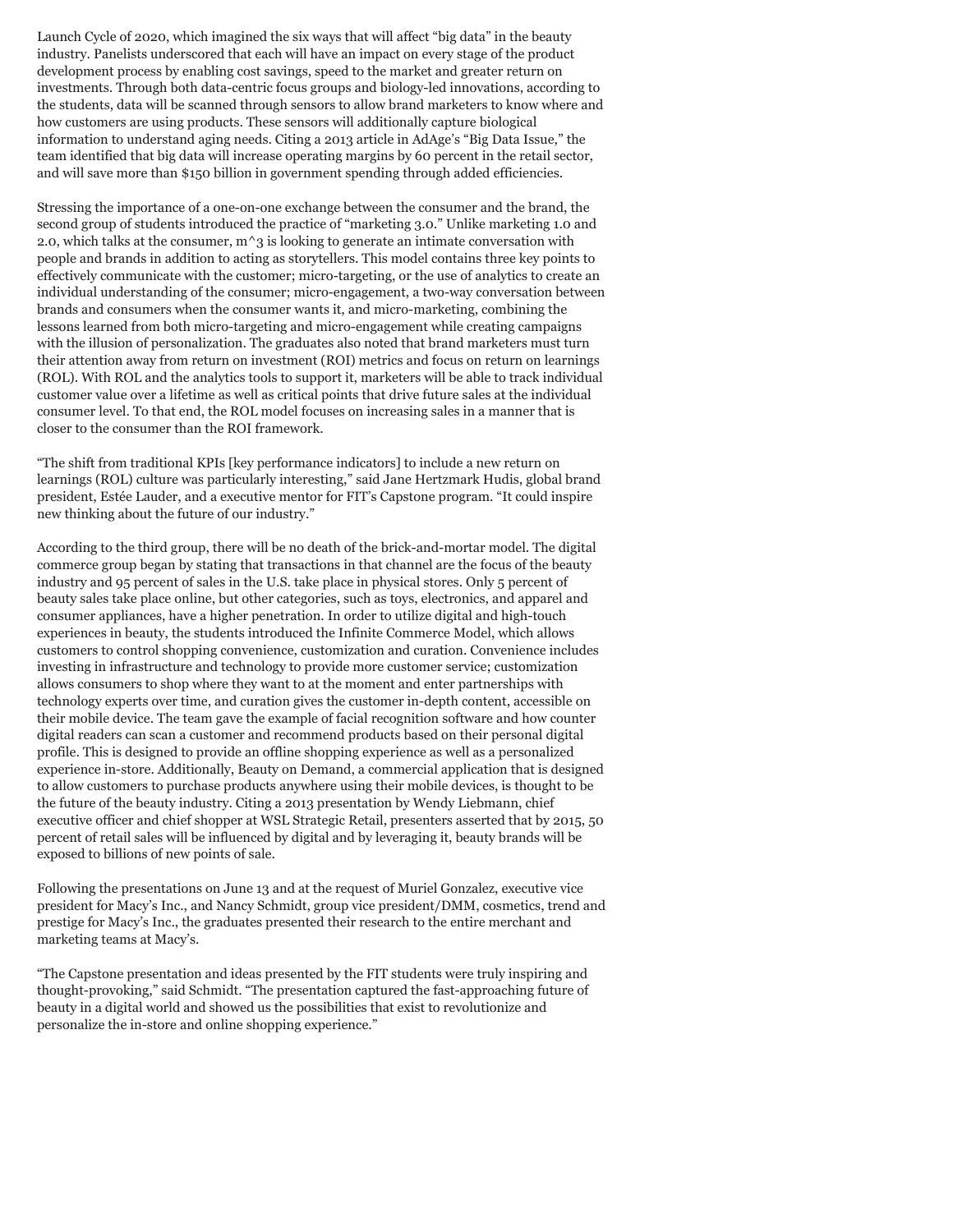Launch Cycle of 2020, which imagined the six ways that will affect "big data" in the beauty industry. Panelists underscored that each will have an impact on every stage of the product development process by enabling cost savings, speed to the market and greater return on investments. Through both data-centric focus groups and biology-led innovations, according to the students, data will be scanned through sensors to allow brand marketers to know where and how customers are using products. These sensors will additionally capture biological information to understand aging needs. Citing a 2013 article in AdAge's "Big Data Issue," the team identified that big data will increase operating margins by 60 percent in the retail sector, and will save more than $150 billion in government spending through added efficiencies.

Stressing the importance of a one-on-one exchange between the consumer and the brand, the second group of students introduced the practice of "marketing 3.0." Unlike marketing 1.0 and 2.0, which talks at the consumer, m^3 is looking to generate an intimate conversation with people and brands in addition to acting as storytellers. This model contains three key points to effectively communicate with the customer; micro-targeting, or the use of analytics to create an individual understanding of the consumer; micro-engagement, a two-way conversation between brands and consumers when the consumer wants it, and micro-marketing, combining the lessons learned from both micro-targeting and micro-engagement while creating campaigns with the illusion of personalization. The graduates also noted that brand marketers must turn their attention away from return on investment (ROI) metrics and focus on return on learnings (ROL). With ROL and the analytics tools to support it, marketers will be able to track individual customer value over a lifetime as well as critical points that drive future sales at the individual consumer level. To that end, the ROL model focuses on increasing sales in a manner that is closer to the consumer than the ROI framework.

"The shift from traditional KPIs [key performance indicators] to include a new return on learnings (ROL) culture was particularly interesting," said Jane Hertzmark Hudis, global brand president, Estée Lauder, and a executive mentor for FIT's Capstone program. "It could inspire new thinking about the future of our industry."

According to the third group, there will be no death of the brick-and-mortar model. The digital commerce group began by stating that transactions in that channel are the focus of the beauty industry and 95 percent of sales in the U.S. take place in physical stores. Only 5 percent of beauty sales take place online, but other categories, such as toys, electronics, and apparel and consumer appliances, have a higher penetration. In order to utilize digital and high-touch experiences in beauty, the students introduced the Infinite Commerce Model, which allows customers to control shopping convenience, customization and curation. Convenience includes investing in infrastructure and technology to provide more customer service; customization allows consumers to shop where they want to at the moment and enter partnerships with technology experts over time, and curation gives the customer in-depth content, accessible on their mobile device. The team gave the example of facial recognition software and how counter digital readers can scan a customer and recommend products based on their personal digital profile. This is designed to provide an offline shopping experience as well as a personalized experience in-store. Additionally, Beauty on Demand, a commercial application that is designed to allow customers to purchase products anywhere using their mobile devices, is thought to be the future of the beauty industry. Citing a 2013 presentation by Wendy Liebmann, chief executive officer and chief shopper at WSL Strategic Retail, presenters asserted that by 2015, 50 percent of retail sales will be influenced by digital and by leveraging it, beauty brands will be exposed to billions of new points of sale.

Following the presentations on June 13 and at the request of Muriel Gonzalez, executive vice president for Macy's Inc., and Nancy Schmidt, group vice president/DMM, cosmetics, trend and prestige for Macy's Inc., the graduates presented their research to the entire merchant and marketing teams at Macy's.

"The Capstone presentation and ideas presented by the FIT students were truly inspiring and thought-provoking," said Schmidt. "The presentation captured the fast-approaching future of beauty in a digital world and showed us the possibilities that exist to revolutionize and personalize the in-store and online shopping experience."